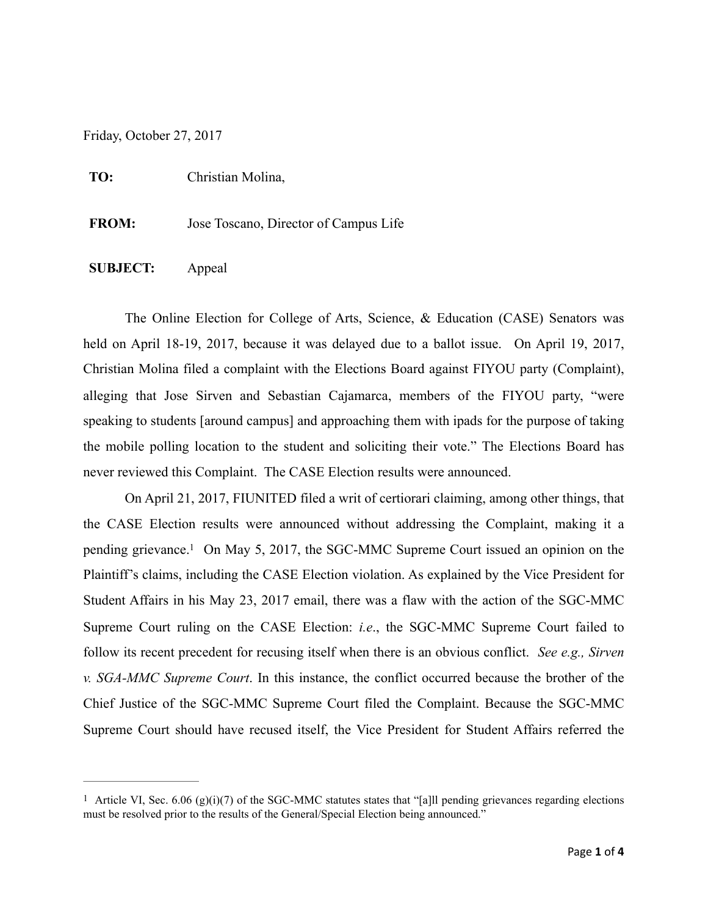Friday, October 27, 2017

**TO:** Christian Molina,

**FROM:** Jose Toscano, Director of Campus Life

**SUBJECT:** Appeal

The Online Election for College of Arts, Science, & Education (CASE) Senators was held on April 18-19, 2017, because it was delayed due to a ballot issue. On April 19, 2017, Christian Molina filed a complaint with the Elections Board against FIYOU party (Complaint), alleging that Jose Sirven and Sebastian Cajamarca, members of the FIYOU party, "were speaking to students [around campus] and approaching them with ipads for the purpose of taking the mobile polling location to the student and soliciting their vote." The Elections Board has never reviewed this Complaint. The CASE Election results were announced.

On April 21, 2017, FIUNITED filed a writ of certiorari claiming, among other things, that the CASE Election results were announced without addressing the Complaint, making it a pending grievance.[1] On May 5, 2017, the SGC-MMC Supreme Court issued an opinion on the Plaintiff's claims, including the CASE Election violation. As explained by the Vice President for Student Affairs in his May 23, 2017 email, there was a flaw with the action of the SGC-MMC Supreme Court ruling on the CASE Election: *i.e*., the SGC-MMC Supreme Court failed to follow its recent precedent for recusing itself when there is an obvious conflict. *See e.g., Sirven v. SGA-MMC Supreme Court*. In this instance, the conflict occurred because the brother of the Chief Justice of the SGC-MMC Supreme Court filed the Complaint. Because the SGC-MMC Supreme Court should have recused itself, the Vice President for Student Affairs referred the

[1] Article VI, Sec. 6.06 (g)(i)(7) of the SGC-MMC statutes states that "[a]ll pending grievances regarding elections must be resolved prior to the results of the General/Special Election being announced."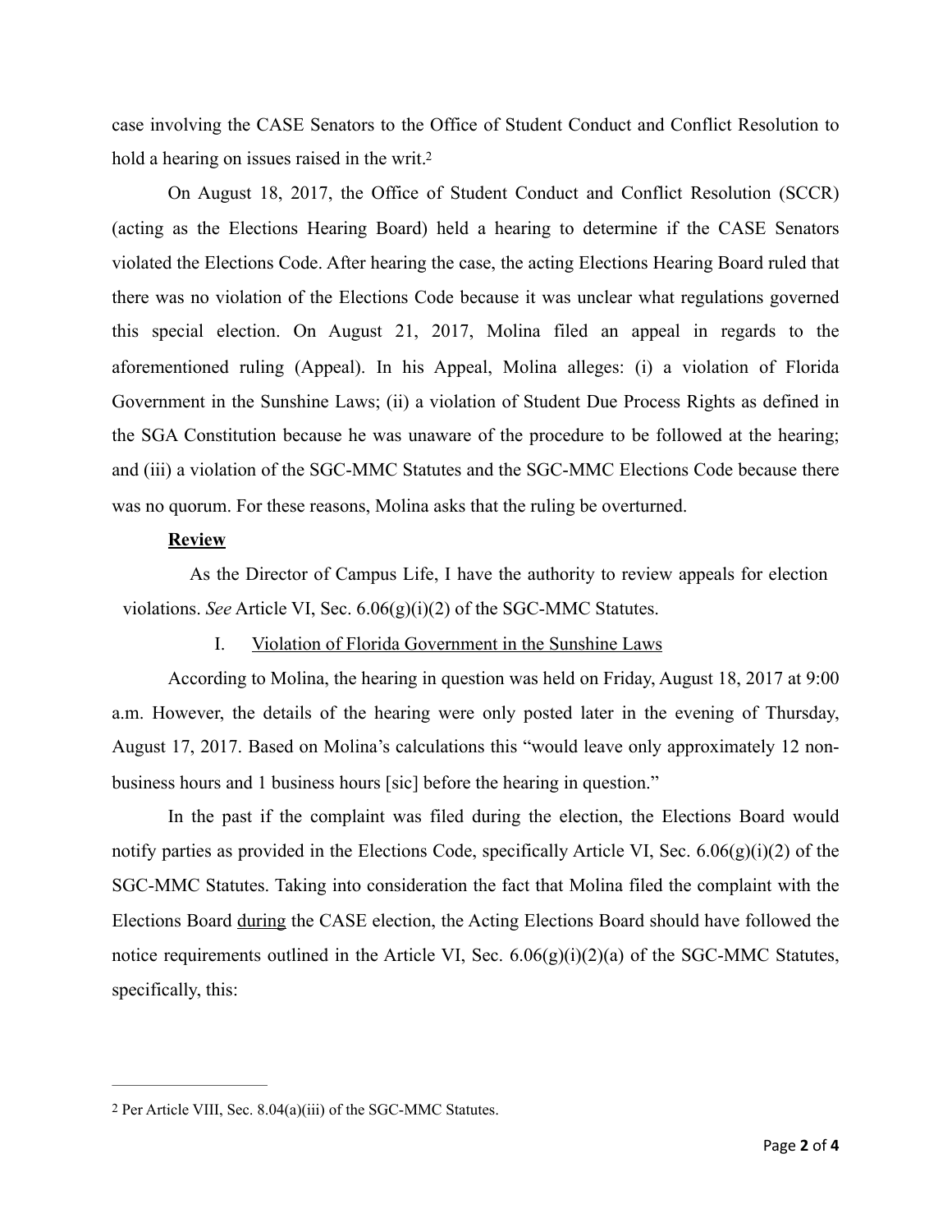case involving the CASE Senators to the Office of Student Conduct and Conflict Resolution to hold a hearing on issues raised in the writ.[2]

On August 18, 2017, the Office of Student Conduct and Conflict Resolution (SCCR) (acting as the Elections Hearing Board) held a hearing to determine if the CASE Senators violated the Elections Code. After hearing the case, the acting Elections Hearing Board ruled that there was no violation of the Elections Code because it was unclear what regulations governed this special election. On August 21, 2017, Molina filed an appeal in regards to the aforementioned ruling (Appeal). In his Appeal, Molina alleges: (i) a violation of Florida Government in the Sunshine Laws; (ii) a violation of Student Due Process Rights as defined in the SGA Constitution because he was unaware of the procedure to be followed at the hearing; and (iii) a violation of the SGC-MMC Statutes and the SGC-MMC Elections Code because there was no quorum. For these reasons, Molina asks that the ruling be overturned.

**Review**

As the Director of Campus Life, I have the authority to review appeals for election violations. *See* Article VI, Sec. 6.06(g)(i)(2) of the SGC-MMC Statutes.

I. Violation of Florida Government in the Sunshine Laws

According to Molina, the hearing in question was held on Friday, August 18, 2017 at 9:00 a.m. However, the details of the hearing were only posted later in the evening of Thursday, August 17, 2017. Based on Molina's calculations this "would leave only approximately 12 non-business hours and 1 business hours [sic] before the hearing in question."

In the past if the complaint was filed during the election, the Elections Board would notify parties as provided in the Elections Code, specifically Article VI, Sec. 6.06(g)(i)(2) of the SGC-MMC Statutes. Taking into consideration the fact that Molina filed the complaint with the Elections Board during the CASE election, the Acting Elections Board should have followed the notice requirements outlined in the Article VI, Sec. 6.06(g)(i)(2)(a) of the SGC-MMC Statutes, specifically, this:

---

[2] Per Article VIII, Sec. 8.04(a)(iii) of the SGC-MMC Statutes.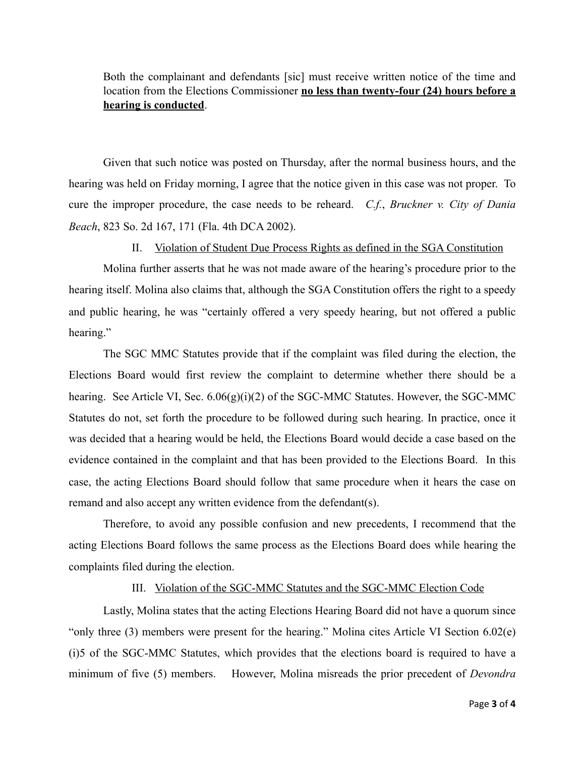> Both the complainant and defendants [sic] must receive written notice of the time and location from the Elections Commissioner **no less than twenty-four (24) hours before a hearing is conducted**.

Given that such notice was posted on Thursday, after the normal business hours, and the hearing was held on Friday morning, I agree that the notice given in this case was not proper. To cure the improper procedure, the case needs to be reheard. *C.f.*, *Bruckner v. City of Dania Beach*, 823 So. 2d 167, 171 (Fla. 4th DCA 2002).

II. Violation of Student Due Process Rights as defined in the SGA Constitution

Molina further asserts that he was not made aware of the hearing's procedure prior to the hearing itself. Molina also claims that, although the SGA Constitution offers the right to a speedy and public hearing, he was "certainly offered a very speedy hearing, but not offered a public hearing."

The SGC MMC Statutes provide that if the complaint was filed during the election, the Elections Board would first review the complaint to determine whether there should be a hearing. See Article VI, Sec. 6.06(g)(i)(2) of the SGC-MMC Statutes. However, the SGC-MMC Statutes do not, set forth the procedure to be followed during such hearing. In practice, once it was decided that a hearing would be held, the Elections Board would decide a case based on the evidence contained in the complaint and that has been provided to the Elections Board. In this case, the acting Elections Board should follow that same procedure when it hears the case on remand and also accept any written evidence from the defendant(s).

Therefore, to avoid any possible confusion and new precedents, I recommend that the acting Elections Board follows the same process as the Elections Board does while hearing the complaints filed during the election.

III. Violation of the SGC-MMC Statutes and the SGC-MMC Election Code

Lastly, Molina states that the acting Elections Hearing Board did not have a quorum since "only three (3) members were present for the hearing." Molina cites Article VI Section 6.02(e)(i)5 of the SGC-MMC Statutes, which provides that the elections board is required to have a minimum of five (5) members. However, Molina misreads the prior precedent of *Devondra*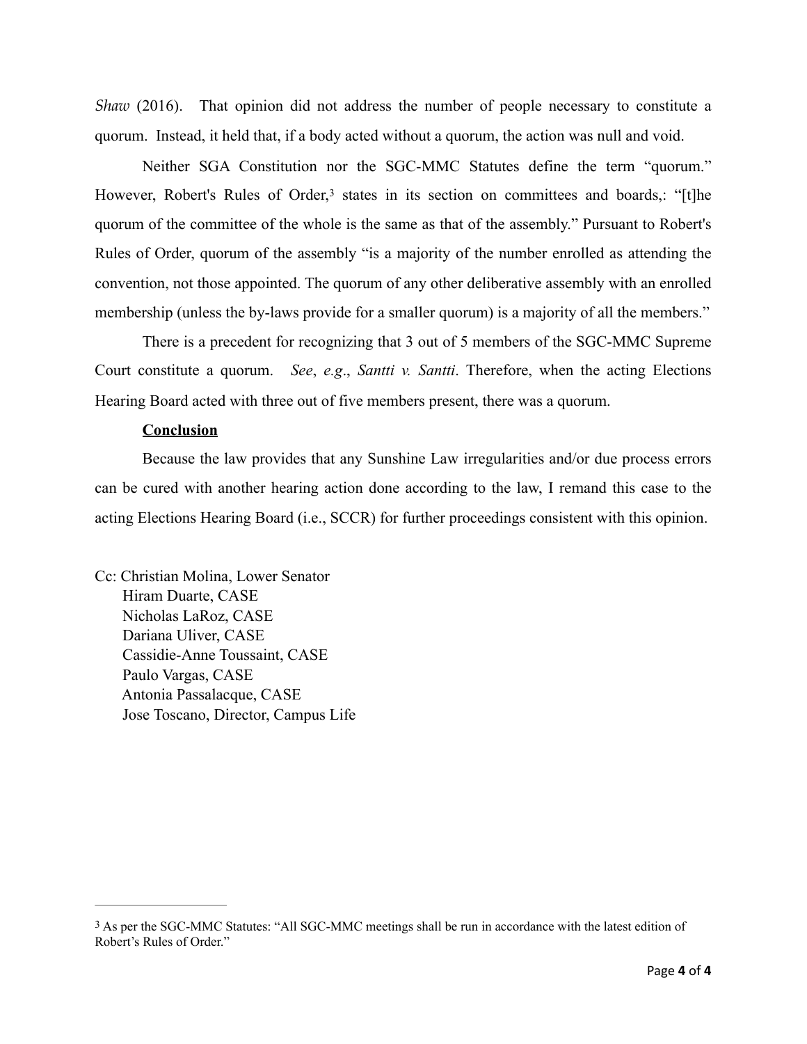*Shaw* (2016). That opinion did not address the number of people necessary to constitute a quorum. Instead, it held that, if a body acted without a quorum, the action was null and void.

Neither SGA Constitution nor the SGC-MMC Statutes define the term "quorum." However, Robert's Rules of Order,[3] states in its section on committees and boards,: "[t]he quorum of the committee of the whole is the same as that of the assembly." Pursuant to Robert's Rules of Order, quorum of the assembly "is a majority of the number enrolled as attending the convention, not those appointed. The quorum of any other deliberative assembly with an enrolled membership (unless the by-laws provide for a smaller quorum) is a majority of all the members."

There is a precedent for recognizing that 3 out of 5 members of the SGC-MMC Supreme Court constitute a quorum. *See*, *e.g*., *Santti v. Santti*. Therefore, when the acting Elections Hearing Board acted with three out of five members present, there was a quorum.

**Conclusion**

Because the law provides that any Sunshine Law irregularities and/or due process errors can be cured with another hearing action done according to the law, I remand this case to the acting Elections Hearing Board (i.e., SCCR) for further proceedings consistent with this opinion.

Cc: Christian Molina, Lower Senator
Hiram Duarte, CASE
Nicholas LaRoz, CASE
Dariana Uliver, CASE
Cassidie-Anne Toussaint, CASE
Paulo Vargas, CASE
Antonia Passalacque, CASE
Jose Toscano, Director, Campus Life

---

[3] As per the SGC-MMC Statutes: "All SGC-MMC meetings shall be run in accordance with the latest edition of Robert's Rules of Order."